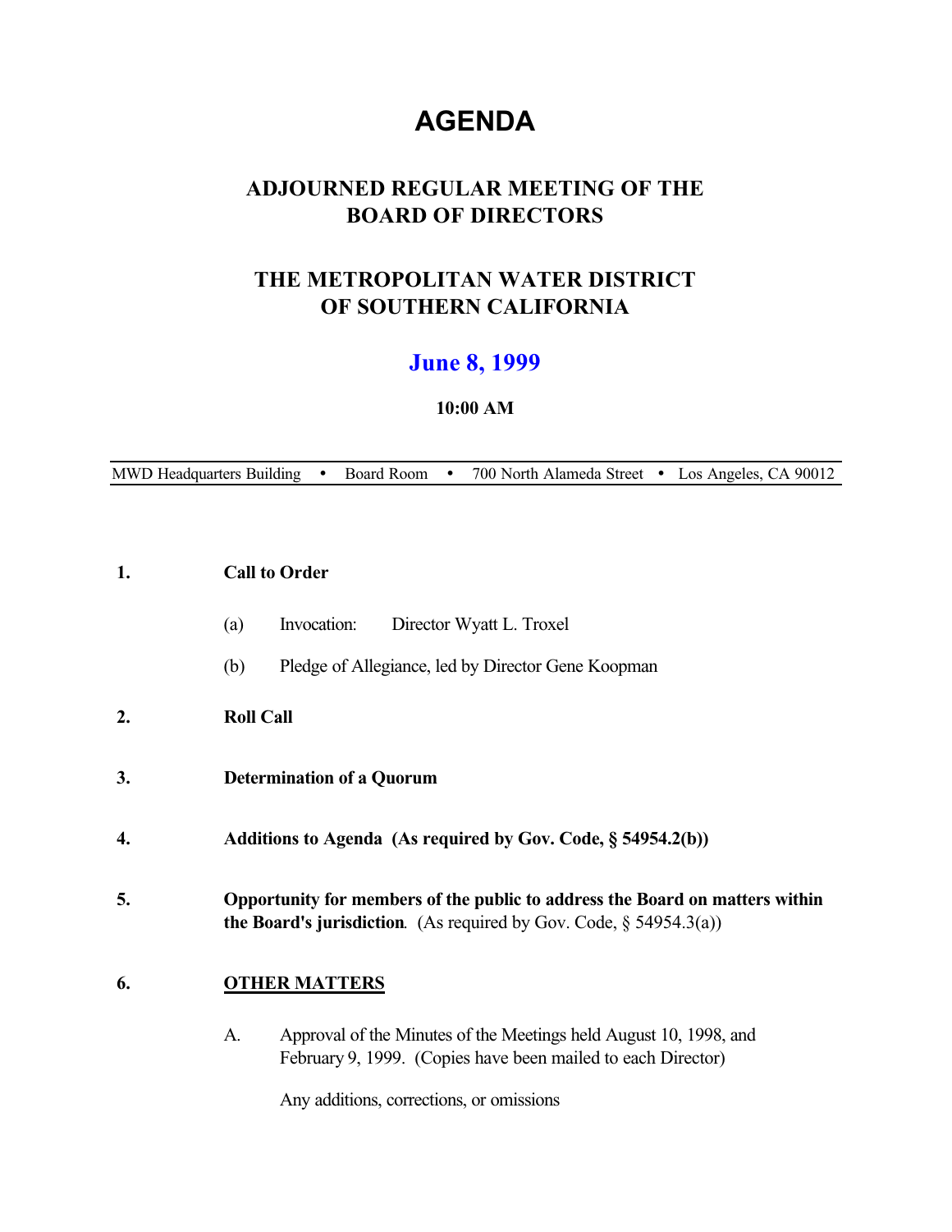# AGENDA

## ADJOURNED REGULAR MEETING OF THE BOARD OF DIRECTORS

## THE METROPOLITAN WATER DISTRICT OF SOUTHERN CALIFORNIA

### June 8, 1999

**10:00 AM**

MWD Headquarters Building • Board Room • 700 North Alameda Street • Los Angeles, CA 90012

---

**1. Call to Order**

(a) Invocation: Director Wyatt L. Troxel

(b) Pledge of Allegiance, led by Director Gene Koopman

**2. Roll Call**

**3. Determination of a Quorum**

**4. Additions to Agenda (As required by Gov. Code, § 54954.2(b))**

**5. Opportunity for members of the public to address the Board on matters within the Board's jurisdiction**. (As required by Gov. Code, § 54954.3(a))

**6. <u>OTHER MATTERS</u>**

A. Approval of the Minutes of the Meetings held August 10, 1998, and February 9, 1999. (Copies have been mailed to each Director)

Any additions, corrections, or omissions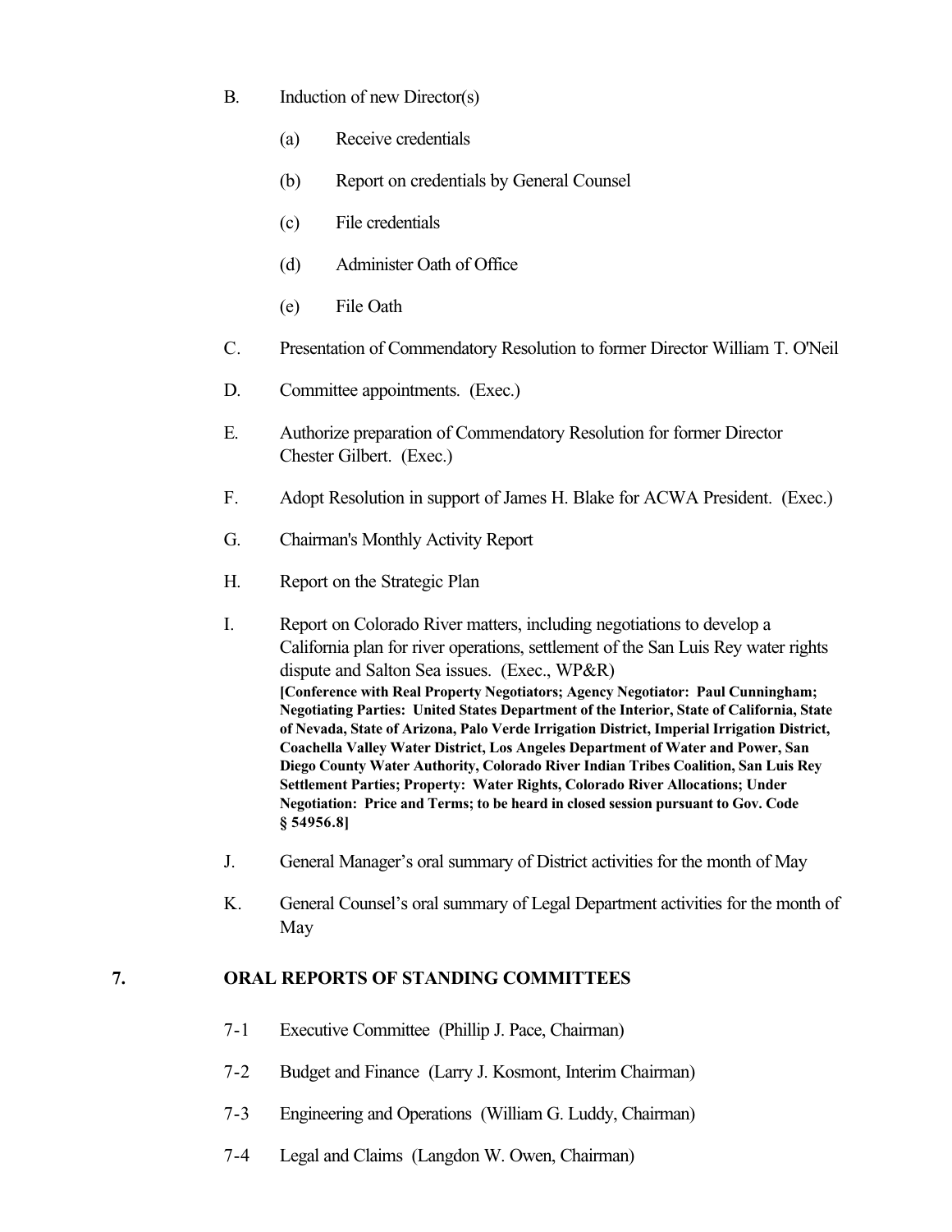B. Induction of new Director(s)

   (a) Receive credentials

   (b) Report on credentials by General Counsel

   (c) File credentials

   (d) Administer Oath of Office

   (e) File Oath

C. Presentation of Commendatory Resolution to former Director William T. O'Neil

D. Committee appointments. (Exec.)

E. Authorize preparation of Commendatory Resolution for former Director Chester Gilbert. (Exec.)

F. Adopt Resolution in support of James H. Blake for ACWA President. (Exec.)

G. Chairman's Monthly Activity Report

H. Report on the Strategic Plan

I. Report on Colorado River matters, including negotiations to develop a California plan for river operations, settlement of the San Luis Rey water rights dispute and Salton Sea issues. (Exec., WP&R)
**[Conference with Real Property Negotiators; Agency Negotiator: Paul Cunningham; Negotiating Parties: United States Department of the Interior, State of California, State of Nevada, State of Arizona, Palo Verde Irrigation District, Imperial Irrigation District, Coachella Valley Water District, Los Angeles Department of Water and Power, San Diego County Water Authority, Colorado River Indian Tribes Coalition, San Luis Rey Settlement Parties; Property: Water Rights, Colorado River Allocations; Under Negotiation: Price and Terms; to be heard in closed session pursuant to Gov. Code § 54956.8]**

J. General Manager's oral summary of District activities for the month of May

K. General Counsel's oral summary of Legal Department activities for the month of May

## 7. ORAL REPORTS OF STANDING COMMITTEES

7-1 Executive Committee (Phillip J. Pace, Chairman)

7-2 Budget and Finance (Larry J. Kosmont, Interim Chairman)

7-3 Engineering and Operations (William G. Luddy, Chairman)

7-4 Legal and Claims (Langdon W. Owen, Chairman)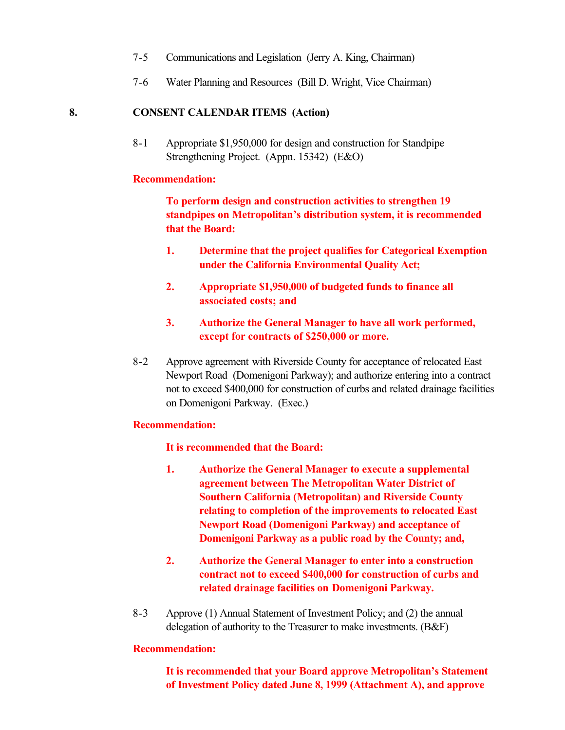7-5 Communications and Legislation (Jerry A. King, Chairman)

7-6 Water Planning and Resources (Bill D. Wright, Vice Chairman)

## 8. CONSENT CALENDAR ITEMS (Action)

8-1 Appropriate $1,950,000 for design and construction for Standpipe Strengthening Project. (Appn. 15342) (E&O)

**Recommendation:**

**To perform design and construction activities to strengthen 19 standpipes on Metropolitan's distribution system, it is recommended that the Board:**

1. **Determine that the project qualifies for Categorical Exemption under the California Environmental Quality Act;**
2. **Appropriate $1,950,000 of budgeted funds to finance all associated costs; and**
3. **Authorize the General Manager to have all work performed, except for contracts of $250,000 or more.**

8-2 Approve agreement with Riverside County for acceptance of relocated East Newport Road (Domenigoni Parkway); and authorize entering into a contract not to exceed $400,000 for construction of curbs and related drainage facilities on Domenigoni Parkway. (Exec.)

**Recommendation:**

**It is recommended that the Board:**

1. **Authorize the General Manager to execute a supplemental agreement between The Metropolitan Water District of Southern California (Metropolitan) and Riverside County relating to completion of the improvements to relocated East Newport Road (Domenigoni Parkway) and acceptance of Domenigoni Parkway as a public road by the County; and,**
2. **Authorize the General Manager to enter into a construction contract not to exceed $400,000 for construction of curbs and related drainage facilities on Domenigoni Parkway.**

8-3 Approve (1) Annual Statement of Investment Policy; and (2) the annual delegation of authority to the Treasurer to make investments. (B&F)

**Recommendation:**

**It is recommended that your Board approve Metropolitan's Statement of Investment Policy dated June 8, 1999 (Attachment A), and approve**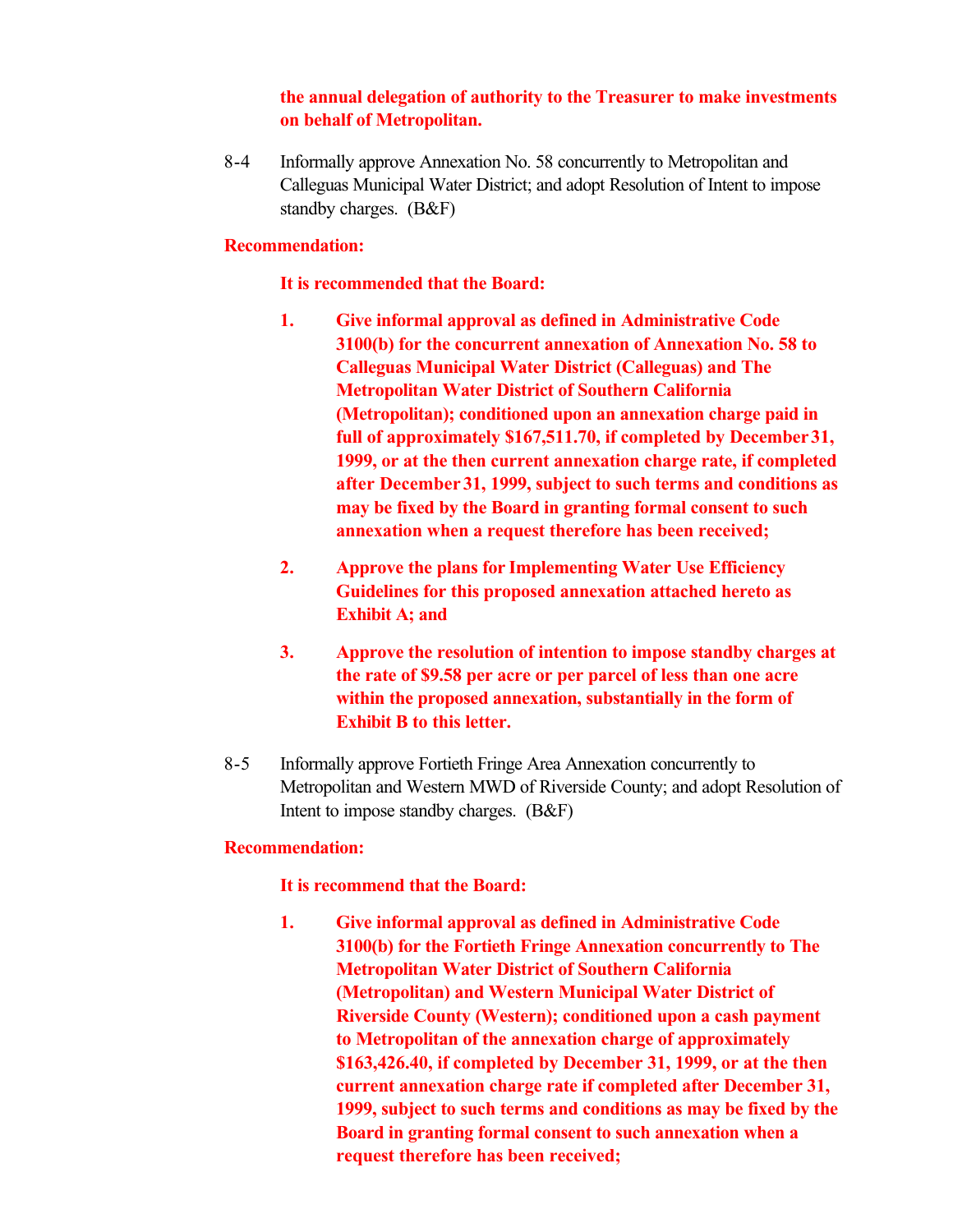**the annual delegation of authority to the Treasurer to make investments on behalf of Metropolitan.**

8-4 Informally approve Annexation No. 58 concurrently to Metropolitan and Calleguas Municipal Water District; and adopt Resolution of Intent to impose standby charges. (B&F)

**Recommendation:**

**It is recommended that the Board:**

1. **Give informal approval as defined in Administrative Code 3100(b) for the concurrent annexation of Annexation No. 58 to Calleguas Municipal Water District (Calleguas) and The Metropolitan Water District of Southern California (Metropolitan); conditioned upon an annexation charge paid in full of approximately $167,511.70, if completed by December 31, 1999, or at the then current annexation charge rate, if completed after December 31, 1999, subject to such terms and conditions as may be fixed by the Board in granting formal consent to such annexation when a request therefore has been received;**

2. **Approve the plans for Implementing Water Use Efficiency Guidelines for this proposed annexation attached hereto as Exhibit A; and**

3. **Approve the resolution of intention to impose standby charges at the rate of $9.58 per acre or per parcel of less than one acre within the proposed annexation, substantially in the form of Exhibit B to this letter.**

8-5 Informally approve Fortieth Fringe Area Annexation concurrently to Metropolitan and Western MWD of Riverside County; and adopt Resolution of Intent to impose standby charges. (B&F)

**Recommendation:**

**It is recommend that the Board:**

1. **Give informal approval as defined in Administrative Code 3100(b) for the Fortieth Fringe Annexation concurrently to The Metropolitan Water District of Southern California (Metropolitan) and Western Municipal Water District of Riverside County (Western); conditioned upon a cash payment to Metropolitan of the annexation charge of approximately $163,426.40, if completed by December 31, 1999, or at the then current annexation charge rate if completed after December 31, 1999, subject to such terms and conditions as may be fixed by the Board in granting formal consent to such annexation when a request therefore has been received;**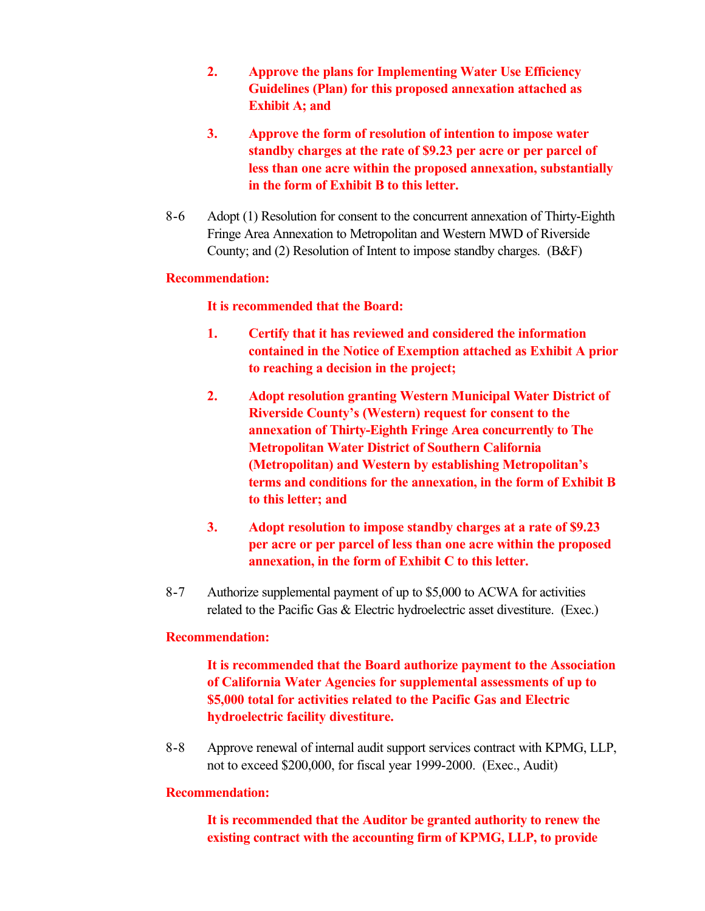2. **Approve the plans for Implementing Water Use Efficiency Guidelines (Plan) for this proposed annexation attached as Exhibit A; and**

3. **Approve the form of resolution of intention to impose water standby charges at the rate of $9.23 per acre or per parcel of less than one acre within the proposed annexation, substantially in the form of Exhibit B to this letter.**

8-6 Adopt (1) Resolution for consent to the concurrent annexation of Thirty-Eighth Fringe Area Annexation to Metropolitan and Western MWD of Riverside County; and (2) Resolution of Intent to impose standby charges. (B&F)

**Recommendation:**

**It is recommended that the Board:**

1. **Certify that it has reviewed and considered the information contained in the Notice of Exemption attached as Exhibit A prior to reaching a decision in the project;**

2. **Adopt resolution granting Western Municipal Water District of Riverside County's (Western) request for consent to the annexation of Thirty-Eighth Fringe Area concurrently to The Metropolitan Water District of Southern California (Metropolitan) and Western by establishing Metropolitan's terms and conditions for the annexation, in the form of Exhibit B to this letter; and**

3. **Adopt resolution to impose standby charges at a rate of $9.23 per acre or per parcel of less than one acre within the proposed annexation, in the form of Exhibit C to this letter.**

8-7 Authorize supplemental payment of up to $5,000 to ACWA for activities related to the Pacific Gas & Electric hydroelectric asset divestiture. (Exec.)

**Recommendation:**

**It is recommended that the Board authorize payment to the Association of California Water Agencies for supplemental assessments of up to $5,000 total for activities related to the Pacific Gas and Electric hydroelectric facility divestiture.**

8-8 Approve renewal of internal audit support services contract with KPMG, LLP, not to exceed $200,000, for fiscal year 1999-2000. (Exec., Audit)

**Recommendation:**

**It is recommended that the Auditor be granted authority to renew the existing contract with the accounting firm of KPMG, LLP, to provide**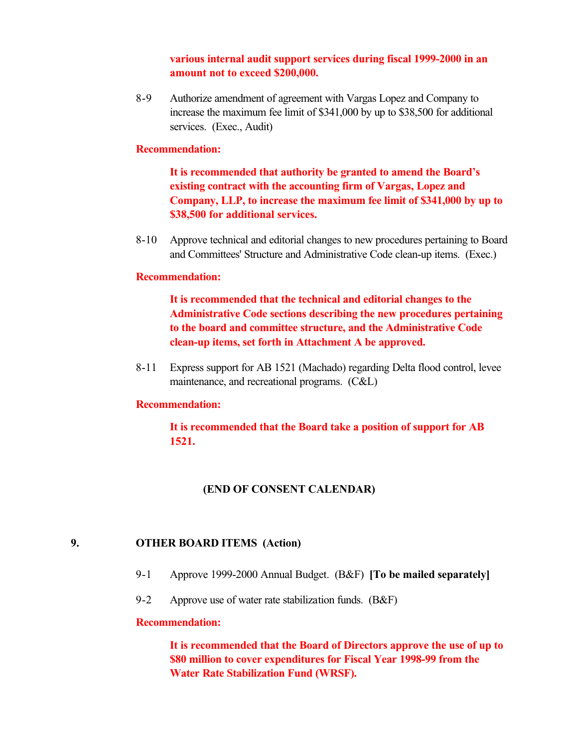**various internal audit support services during fiscal 1999-2000 in an amount not to exceed $200,000.**

8-9 Authorize amendment of agreement with Vargas Lopez and Company to increase the maximum fee limit of $341,000 by up to $38,500 for additional services. (Exec., Audit)

**Recommendation:**

**It is recommended that authority be granted to amend the Board's existing contract with the accounting firm of Vargas, Lopez and Company, LLP, to increase the maximum fee limit of $341,000 by up to $38,500 for additional services.**

8-10 Approve technical and editorial changes to new procedures pertaining to Board and Committees' Structure and Administrative Code clean-up items. (Exec.)

**Recommendation:**

**It is recommended that the technical and editorial changes to the Administrative Code sections describing the new procedures pertaining to the board and committee structure, and the Administrative Code clean-up items, set forth in Attachment A be approved.**

8-11 Express support for AB 1521 (Machado) regarding Delta flood control, levee maintenance, and recreational programs. (C&L)

**Recommendation:**

**It is recommended that the Board take a position of support for AB 1521.**

**(END OF CONSENT CALENDAR)**

## 9. OTHER BOARD ITEMS (Action)

9-1 Approve 1999-2000 Annual Budget. (B&F) **[To be mailed separately]**

9-2 Approve use of water rate stabilization funds. (B&F)

**Recommendation:**

**It is recommended that the Board of Directors approve the use of up to $80 million to cover expenditures for Fiscal Year 1998-99 from the Water Rate Stabilization Fund (WRSF).**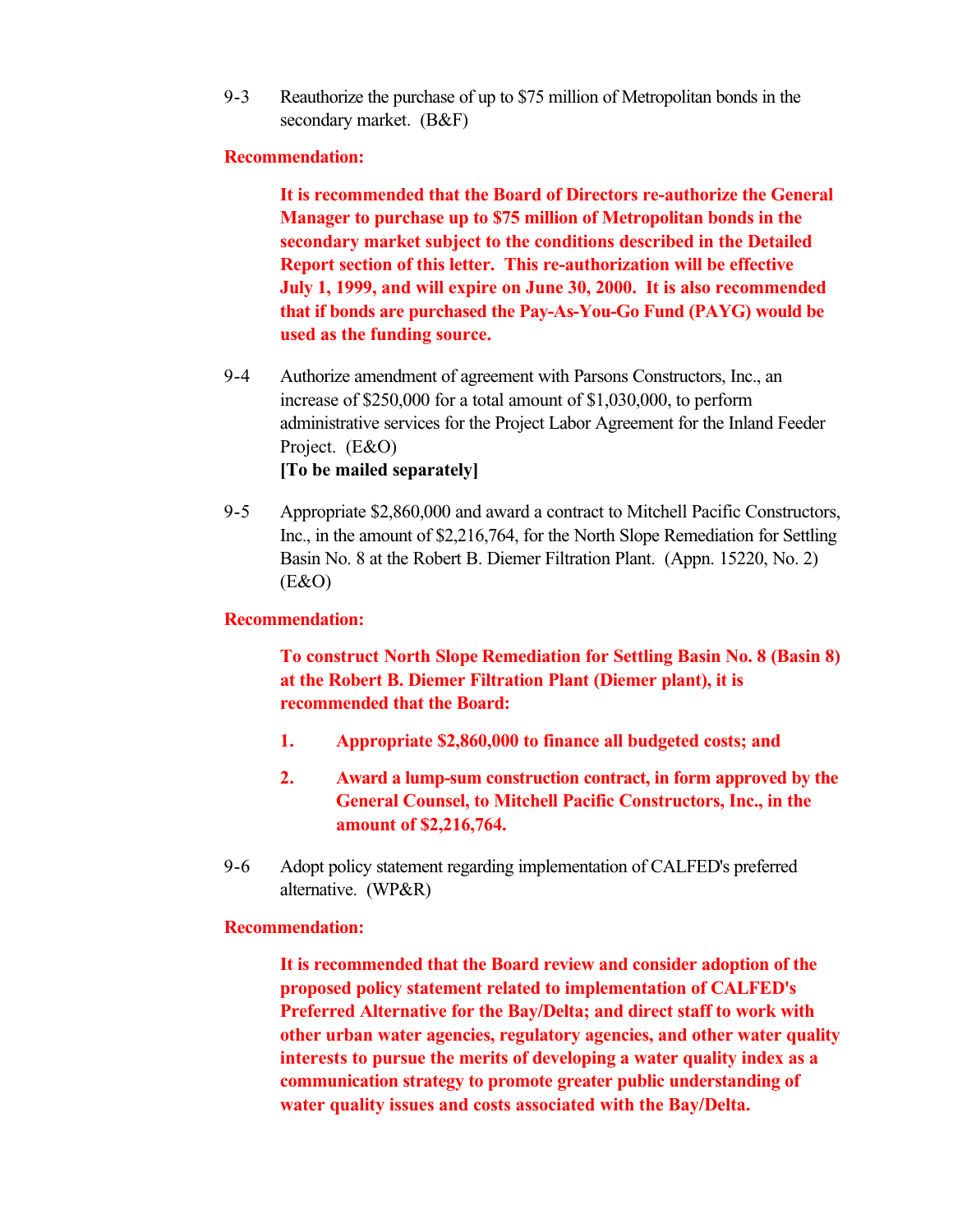9-3 Reauthorize the purchase of up to $75 million of Metropolitan bonds in the secondary market. (B&F)

**Recommendation:**

**It is recommended that the Board of Directors re-authorize the General Manager to purchase up to $75 million of Metropolitan bonds in the secondary market subject to the conditions described in the Detailed Report section of this letter. This re-authorization will be effective July 1, 1999, and will expire on June 30, 2000. It is also recommended that if bonds are purchased the Pay-As-You-Go Fund (PAYG) would be used as the funding source.**

9-4 Authorize amendment of agreement with Parsons Constructors, Inc., an increase of $250,000 for a total amount of $1,030,000, to perform administrative services for the Project Labor Agreement for the Inland Feeder Project. (E&O)
**[To be mailed separately]**

9-5 Appropriate $2,860,000 and award a contract to Mitchell Pacific Constructors, Inc., in the amount of $2,216,764, for the North Slope Remediation for Settling Basin No. 8 at the Robert B. Diemer Filtration Plant. (Appn. 15220, No. 2) (E&O)

**Recommendation:**

**To construct North Slope Remediation for Settling Basin No. 8 (Basin 8) at the Robert B. Diemer Filtration Plant (Diemer plant), it is recommended that the Board:**

1. **Appropriate $2,860,000 to finance all budgeted costs; and**
2. **Award a lump-sum construction contract, in form approved by the General Counsel, to Mitchell Pacific Constructors, Inc., in the amount of $2,216,764.**

9-6 Adopt policy statement regarding implementation of CALFED's preferred alternative. (WP&R)

**Recommendation:**

**It is recommended that the Board review and consider adoption of the proposed policy statement related to implementation of CALFED's Preferred Alternative for the Bay/Delta; and direct staff to work with other urban water agencies, regulatory agencies, and other water quality interests to pursue the merits of developing a water quality index as a communication strategy to promote greater public understanding of water quality issues and costs associated with the Bay/Delta.**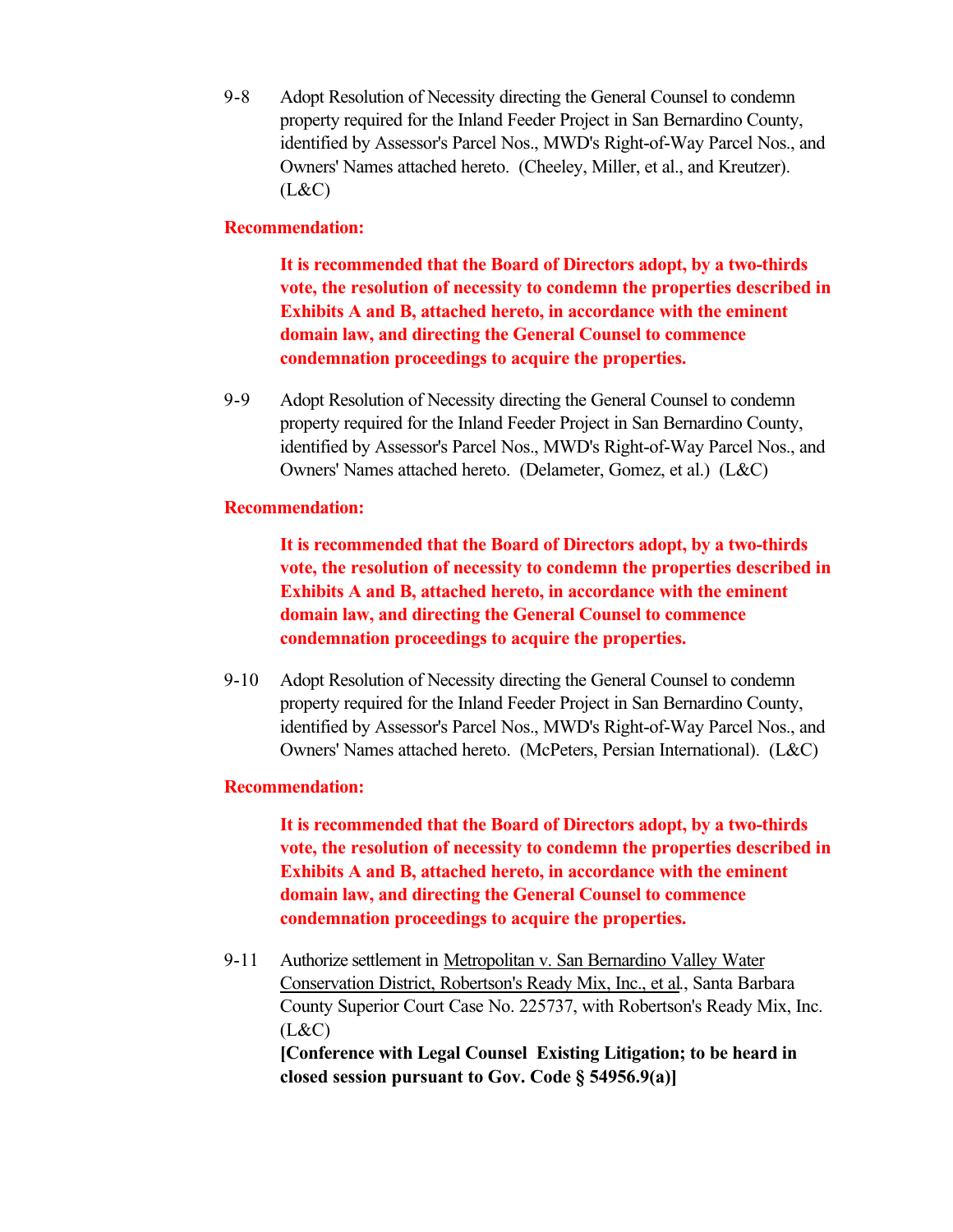9-8 Adopt Resolution of Necessity directing the General Counsel to condemn property required for the Inland Feeder Project in San Bernardino County, identified by Assessor's Parcel Nos., MWD's Right-of-Way Parcel Nos., and Owners' Names attached hereto. (Cheeley, Miller, et al., and Kreutzer). (L&C)

**Recommendation:**

**It is recommended that the Board of Directors adopt, by a two-thirds vote, the resolution of necessity to condemn the properties described in Exhibits A and B, attached hereto, in accordance with the eminent domain law, and directing the General Counsel to commence condemnation proceedings to acquire the properties.**

9-9 Adopt Resolution of Necessity directing the General Counsel to condemn property required for the Inland Feeder Project in San Bernardino County, identified by Assessor's Parcel Nos., MWD's Right-of-Way Parcel Nos., and Owners' Names attached hereto. (Delameter, Gomez, et al.) (L&C)

**Recommendation:**

**It is recommended that the Board of Directors adopt, by a two-thirds vote, the resolution of necessity to condemn the properties described in Exhibits A and B, attached hereto, in accordance with the eminent domain law, and directing the General Counsel to commence condemnation proceedings to acquire the properties.**

9-10 Adopt Resolution of Necessity directing the General Counsel to condemn property required for the Inland Feeder Project in San Bernardino County, identified by Assessor's Parcel Nos., MWD's Right-of-Way Parcel Nos., and Owners' Names attached hereto. (McPeters, Persian International). (L&C)

**Recommendation:**

**It is recommended that the Board of Directors adopt, by a two-thirds vote, the resolution of necessity to condemn the properties described in Exhibits A and B, attached hereto, in accordance with the eminent domain law, and directing the General Counsel to commence condemnation proceedings to acquire the properties.**

9-11 Authorize settlement in Metropolitan v. San Bernardino Valley Water Conservation District, Robertson's Ready Mix, Inc., et al., Santa Barbara County Superior Court Case No. 225737, with Robertson's Ready Mix, Inc. (L&C)
**[Conference with Legal Counsel Existing Litigation; to be heard in closed session pursuant to Gov. Code § 54956.9(a)]**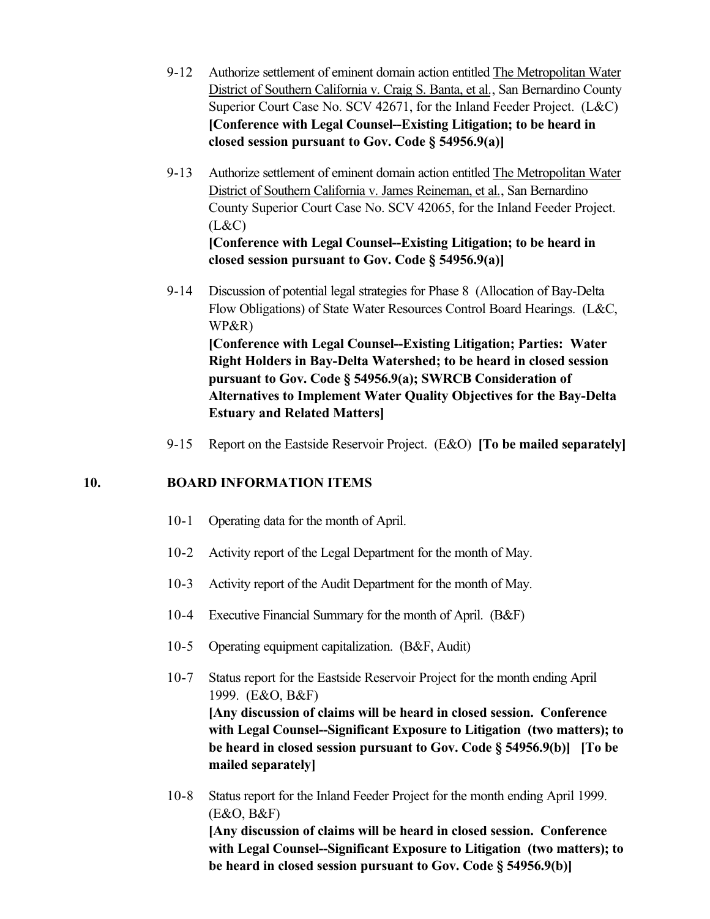9-12 Authorize settlement of eminent domain action entitled The Metropolitan Water District of Southern California v. Craig S. Banta, et al., San Bernardino County Superior Court Case No. SCV 42671, for the Inland Feeder Project. (L&C)
**[Conference with Legal Counsel--Existing Litigation; to be heard in closed session pursuant to Gov. Code § 54956.9(a)]**

9-13 Authorize settlement of eminent domain action entitled The Metropolitan Water District of Southern California v. James Reineman, et al., San Bernardino County Superior Court Case No. SCV 42065, for the Inland Feeder Project. (L&C)
**[Conference with Legal Counsel--Existing Litigation; to be heard in closed session pursuant to Gov. Code § 54956.9(a)]**

9-14 Discussion of potential legal strategies for Phase 8 (Allocation of Bay-Delta Flow Obligations) of State Water Resources Control Board Hearings. (L&C, WP&R)
**[Conference with Legal Counsel--Existing Litigation; Parties: Water Right Holders in Bay-Delta Watershed; to be heard in closed session pursuant to Gov. Code § 54956.9(a); SWRCB Consideration of Alternatives to Implement Water Quality Objectives for the Bay-Delta Estuary and Related Matters]**

9-15 Report on the Eastside Reservoir Project. (E&O) **[To be mailed separately]**

## 10. BOARD INFORMATION ITEMS

10-1 Operating data for the month of April.

10-2 Activity report of the Legal Department for the month of May.

10-3 Activity report of the Audit Department for the month of May.

10-4 Executive Financial Summary for the month of April. (B&F)

10-5 Operating equipment capitalization. (B&F, Audit)

10-7 Status report for the Eastside Reservoir Project for the month ending April 1999. (E&O, B&F)
**[Any discussion of claims will be heard in closed session. Conference with Legal Counsel--Significant Exposure to Litigation (two matters); to be heard in closed session pursuant to Gov. Code § 54956.9(b)] [To be mailed separately]**

10-8 Status report for the Inland Feeder Project for the month ending April 1999. (E&O, B&F)
**[Any discussion of claims will be heard in closed session. Conference with Legal Counsel--Significant Exposure to Litigation (two matters); to be heard in closed session pursuant to Gov. Code § 54956.9(b)]**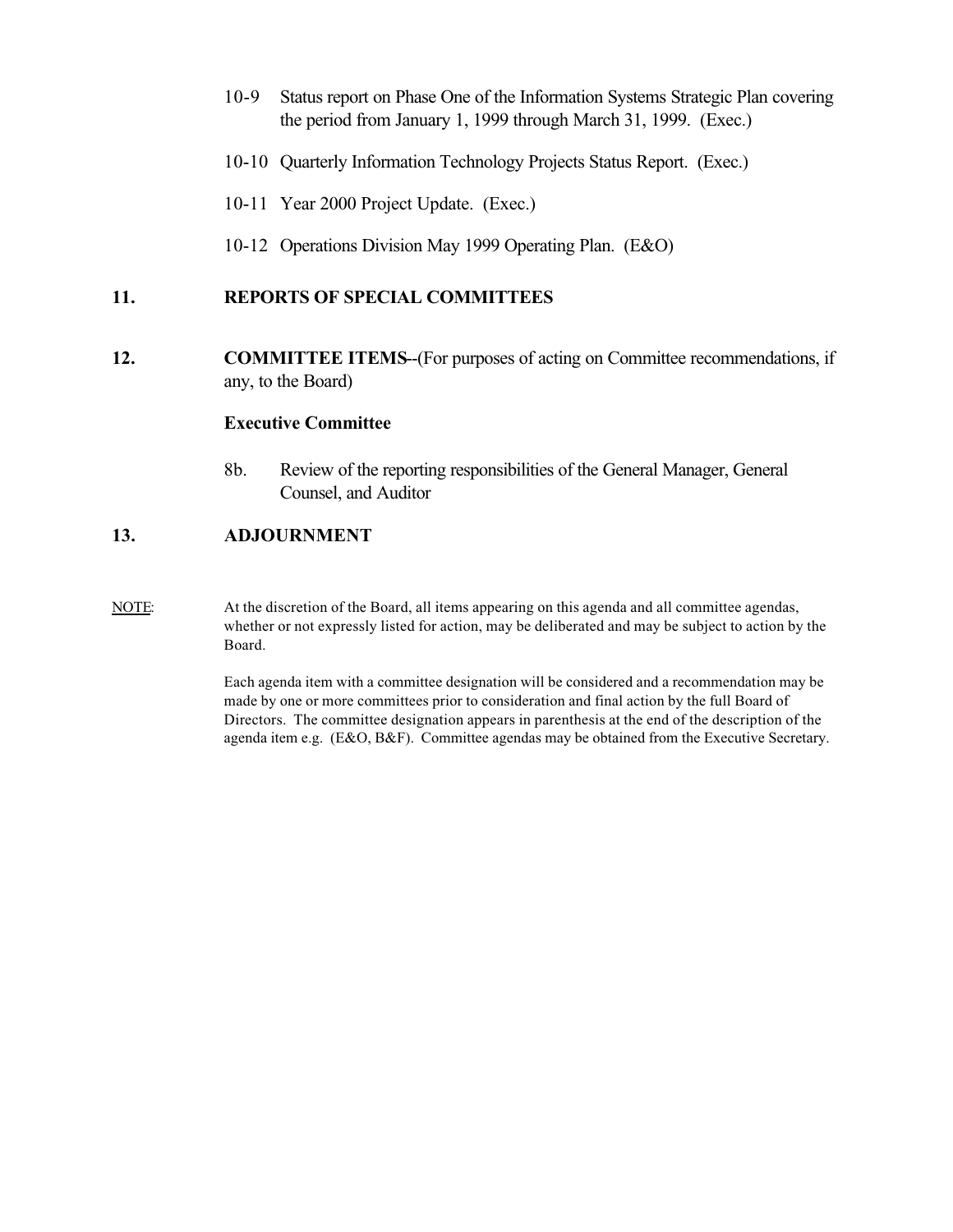10-9 Status report on Phase One of the Information Systems Strategic Plan covering the period from January 1, 1999 through March 31, 1999. (Exec.)

10-10 Quarterly Information Technology Projects Status Report. (Exec.)

10-11 Year 2000 Project Update. (Exec.)

10-12 Operations Division May 1999 Operating Plan. (E&O)

## 11. REPORTS OF SPECIAL COMMITTEES

## 12. COMMITTEE ITEMS--(For purposes of acting on Committee recommendations, if any, to the Board)

**Executive Committee**

8b. Review of the reporting responsibilities of the General Manager, General Counsel, and Auditor

## 13. ADJOURNMENT

NOTE: At the discretion of the Board, all items appearing on this agenda and all committee agendas, whether or not expressly listed for action, may be deliberated and may be subject to action by the Board.

Each agenda item with a committee designation will be considered and a recommendation may be made by one or more committees prior to consideration and final action by the full Board of Directors. The committee designation appears in parenthesis at the end of the description of the agenda item e.g. (E&O, B&F). Committee agendas may be obtained from the Executive Secretary.